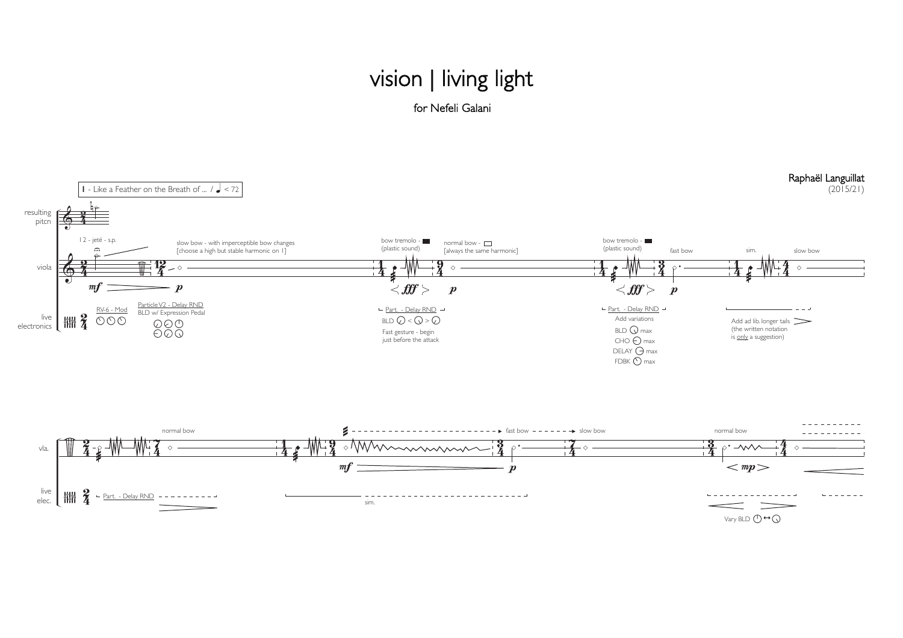# vision | living light

for Nefeli Galani

Raphaël Languillat
(2015/21)

I - Like a Feather on the Breath of ... / ♩ < 72

resulting pitch

viola

12 - jeté - s.p.

*mf* > *p*

slow bow - with imperceptible bow changes
[choose a high but stable harmonic on I]

bow tremolo - ■
(plastic sound)

< *fff* >

normal bow - □
[always the same harmonic]

*p*

bow tremolo - ■
(plastic sound)

< *fff* >

fast bow

*p*

sim.

slow bow

live electronics

RV-6 - Mod

Particle V2 - Delay RND
BLD w/ Expression Pedal

Part. - Delay RND
BLD < >
Fast gesture - begin just before the attack

Part. - Delay RND
Add variations
BLD max
CHO max
DELAY max
FDBK max

Add ad lib. longer tails
(the written notation is only a suggestion)

vla.

normal bow

fast bow → slow bow

*mf* > *p*

normal bow

< *mp* >

live elec.

Part. - Delay RND

sim.

Vary BLD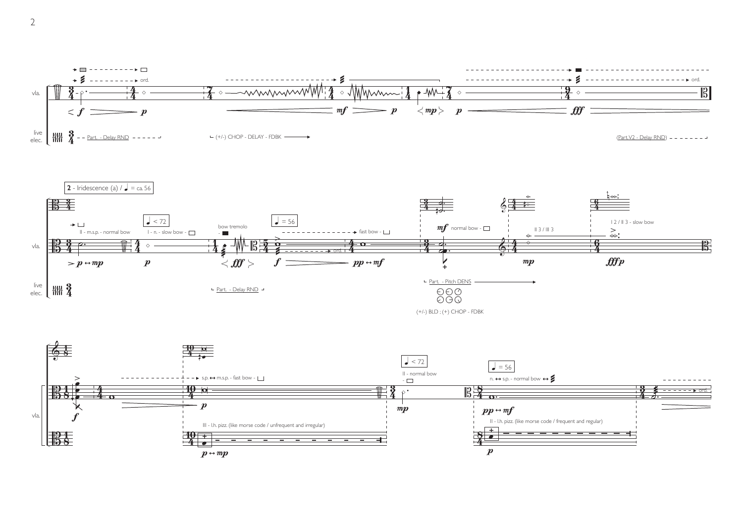vla.

live elec.

Part. - Delay RND

(+/-) CHOP - DELAY - FDBK

ord.

(Part.V2 - Delay RND)

**2** - Iridescence (a) / ♩ = ca. 56

II - m.s.p. - normal bow

♩ < 72

I - n. - slow bow

bow tremolo

♩ = 56

fast bow

ord.

normal bow

II 3 / III 3

I 2 / II 3 - slow bow

Part. - Delay RND

Part. - Pitch DENS

(+/-) BLD ; (+) CHOP - FDBK

s.p. ↔ m.s.p. - fast bow

III - l.h. pizz. (like morse code / unfrequent and irregular)

♩ < 72

II - normal bow

♩ = 56

n. ↔ s.p. - normal bow ↔

II - l.h. pizz. (like morse code / frequent and regular)

ord.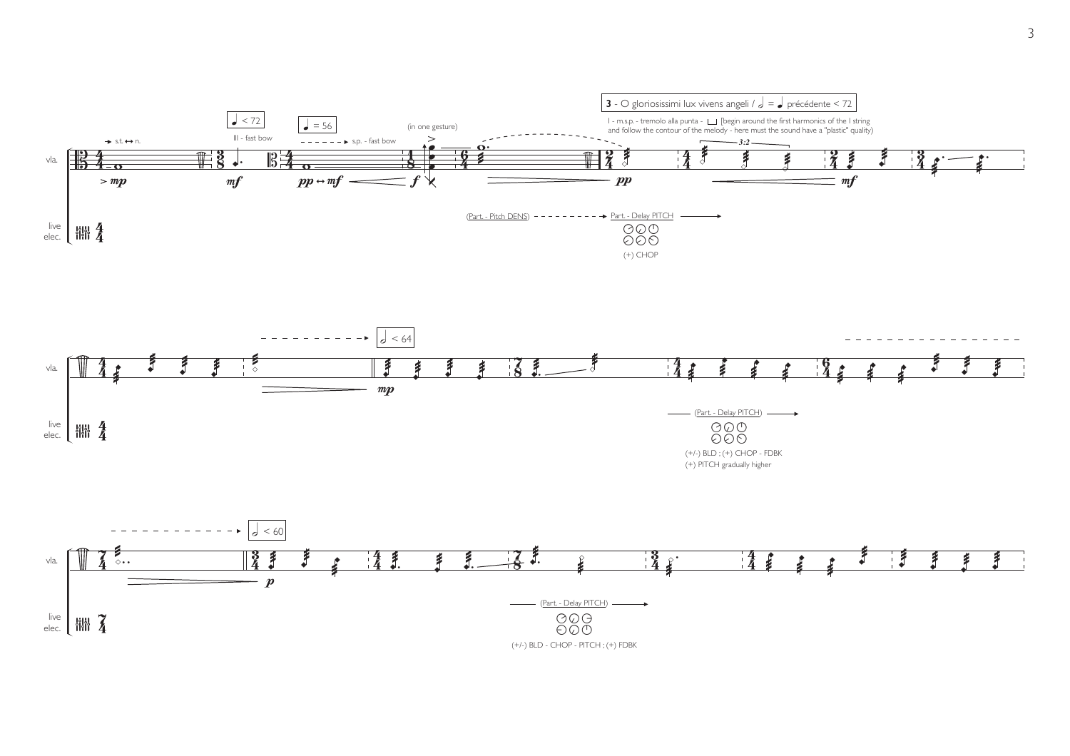**3** - O gloriosissimi lux vivens angeli / 𝅗𝅥 = ♩ précédente < 72

I - m.s.p. - tremolo alla punta - [begin around the first harmonics of the I string and follow the contour of the melody - here must the sound have a "plastic" quality)

vla.

live elec.

→ s.t. ↔ n.

> *mp*

♩ < 72

III - fast bow

*mf*

♩ = 56

- - - - - ► s.p. - fast bow

*pp* ↔ *mf*

*f*

(in one gesture)

*pp*

3:2

*mf*

(Part. - Pitch DENS) - - - - - - - - - ► Part. - Delay PITCH ———►

(+) CHOP

- - - - - - - - - - - ► 𝅗𝅥 < 64

*mp*

——— (Part. - Delay PITCH) ———►

(+/-) BLD ; (+) CHOP - FDBK

(+) PITCH gradually higher

- - - - - - - - - - - - - ► 𝅗𝅥 < 60

*p*

——— (Part. - Delay PITCH) ———►

(+/-) BLD - CHOP - PITCH ; (+) FDBK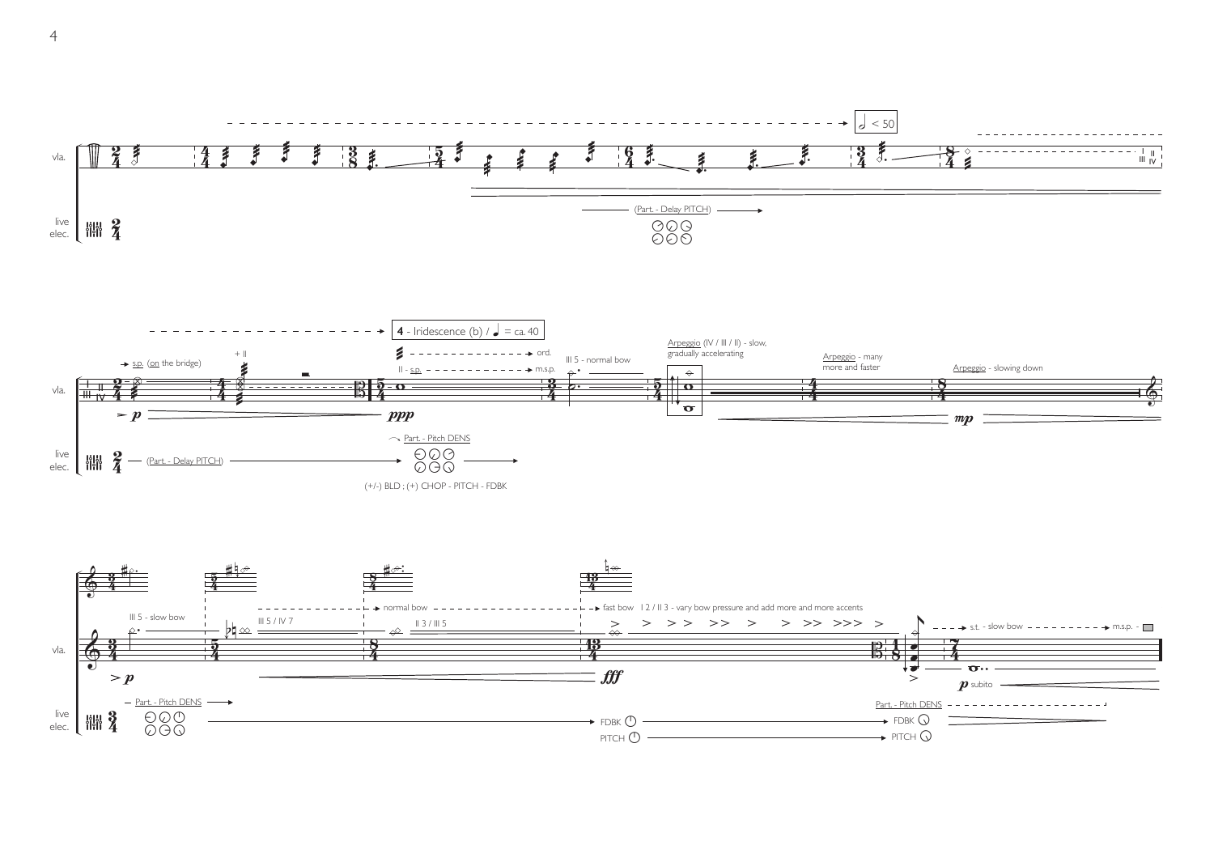**4** - Iridescence (b) / ♩ = ca. 40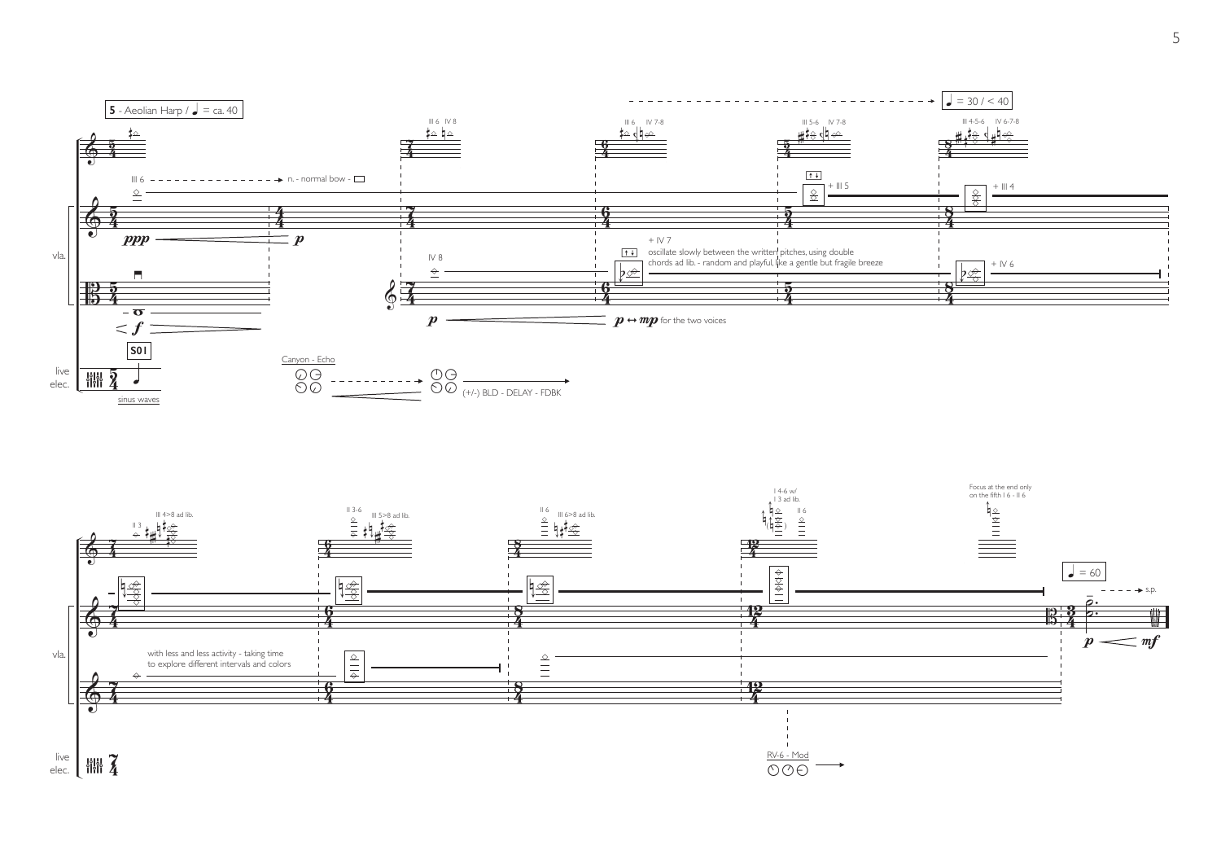**5** - Aeolian Harp / ♩ = ca. 40

♩ = 30 / < 40

III 6 IV 8

III 6 IV 7-8

III 5-6 IV 7-8

III 4-5-6 IV 6-7-8

III 6 - - - - - - - - - - - - - - - - - - → n. - normal bow -

+ III 5

+ III 4

*ppp* — *p*

vla.

IV 8

+ IV 7

oscillate slowly between the written pitches, using double chords ad lib. - random and playful, like a gentle but fragile breeze

+ IV 6

*p* — *p* ↔ *mp* for the two voices

< *f*

S01

live elec.

sinus waves

Canyon - Echo

(+/-) BLD - DELAY - FDBK

II 3

III 4>8 ad lib.

II 3-6

III 5>8 ad lib.

II 6

III 6>8 ad lib.

I 4-6 w/ I 3 ad lib.

II 6

Focus at the end only on the fifth I 6 - II 6

♩ = 60

s.p.

*p* < *mf*

vla.

with less and less activity - taking time to explore different intervals and colors

live elec.

RV-6 - Mod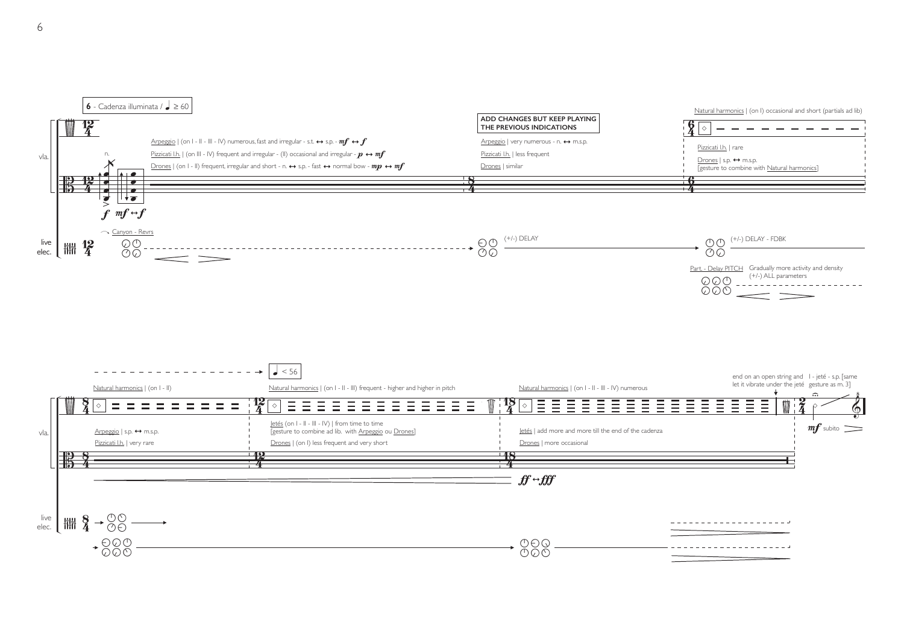**6** - Cadenza illuminata / ♩ ≥ 60

vla.

Arpeggio | (on I - II - III - IV) numerous, fast and irregular - s.t. ↔ s.p. - *mf* ↔ *f*

Pizzicati l.h. | (on III - IV) frequent and irregular - (II) occasional and irregular - *p* ↔ *mf*

Drones | (on I - II) frequent, irregular and short - n. ↔ s.p. - fast ↔ normal bow - *mp* ↔ *mf*

n.

*f* *mf* ↔ *f*

live elec.

Canyon - Revrs

**ADD CHANGES BUT KEEP PLAYING THE PREVIOUS INDICATIONS**

Arpeggio | very numerous - n. ↔ m.s.p.

Pizzicati l.h. | less frequent

Drones | similar

(+/-) DELAY

Natural harmonics | (on I) occasional and short (partials ad lib)

Pizzicati l.h. | rare

Drones | s.p. ↔ m.s.p.
[gesture to combine with Natural harmonics]

(+/-) DELAY - FDBK

Part. - Delay PITCH

Gradually more activity and density
(+/-) ALL parameters

♩ < 56

Natural harmonics | (on I - II)

Arpeggio | s.p. ↔ m.s.p.

Pizzicati l.h. | very rare

Natural harmonics | (on I - II - III) frequent - higher and higher in pitch

Jetés (on I - II - III - IV) | from time to time
[gesture to combine ad lib. with Arpeggio ou Drones]

Drones | (on I) less frequent and very short

Natural harmonics | (on I - II - III - IV) numerous

Jetés | add more and more till the end of the cadenza

Drones | more occasional

*ff* ↔ *fff*

end on an open string and let it vibrate under the jeté

I - jeté - s.p. [same gesture as m. 3]

*mf* subito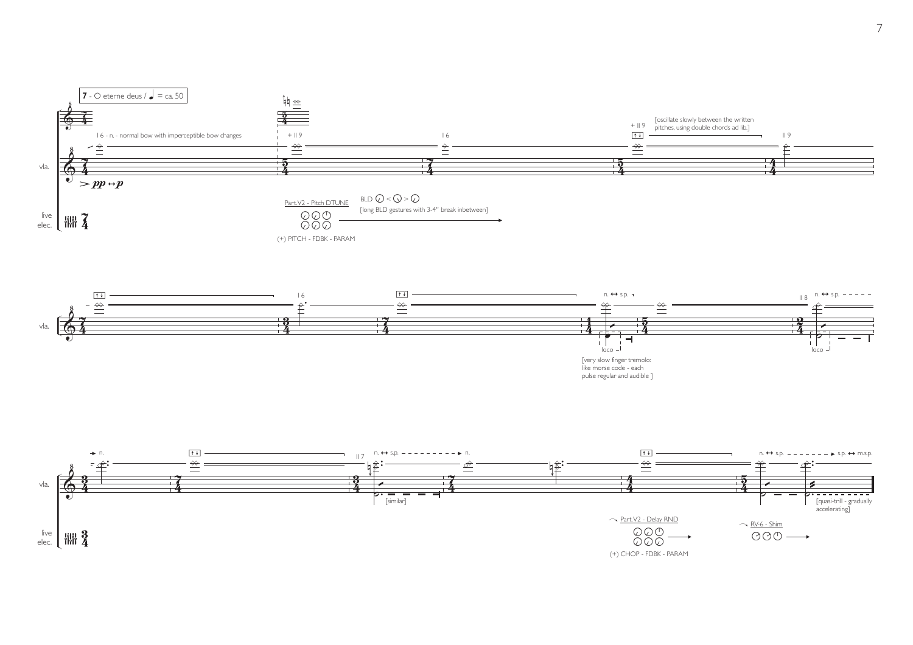**7** - O eterne deus / ♩ = ca. 50

vla.

I 6 - n. - normal bow with imperceptible bow changes

> *pp* ↔ *p*

+ II 9

I 6

+ II 9

[oscillate slowly between the written pitches, using double chords ad lib.]

II 9

live elec.

Part.V2 - Pitch DTUNE

(+) PITCH - FDBK - PARAM

BLD < > 

[long BLD gestures with 3-4" break inbetween]

vla.

I 6

n. ↔ s.p.

loco

[very slow finger tremolo: like morse code - each pulse regular and audible ]

II 8 n. ↔ s.p.

loco

vla.

→ n.

II 7 n. ↔ s.p. → n.

[similar]

n. ↔ s.p. → s.p. ↔ m.s.p.

[quasi-trill - gradually accelerating]

live elec.

Part.V2 - Delay RND

(+) CHOP - FDBK - PARAM

RV-6 - Shim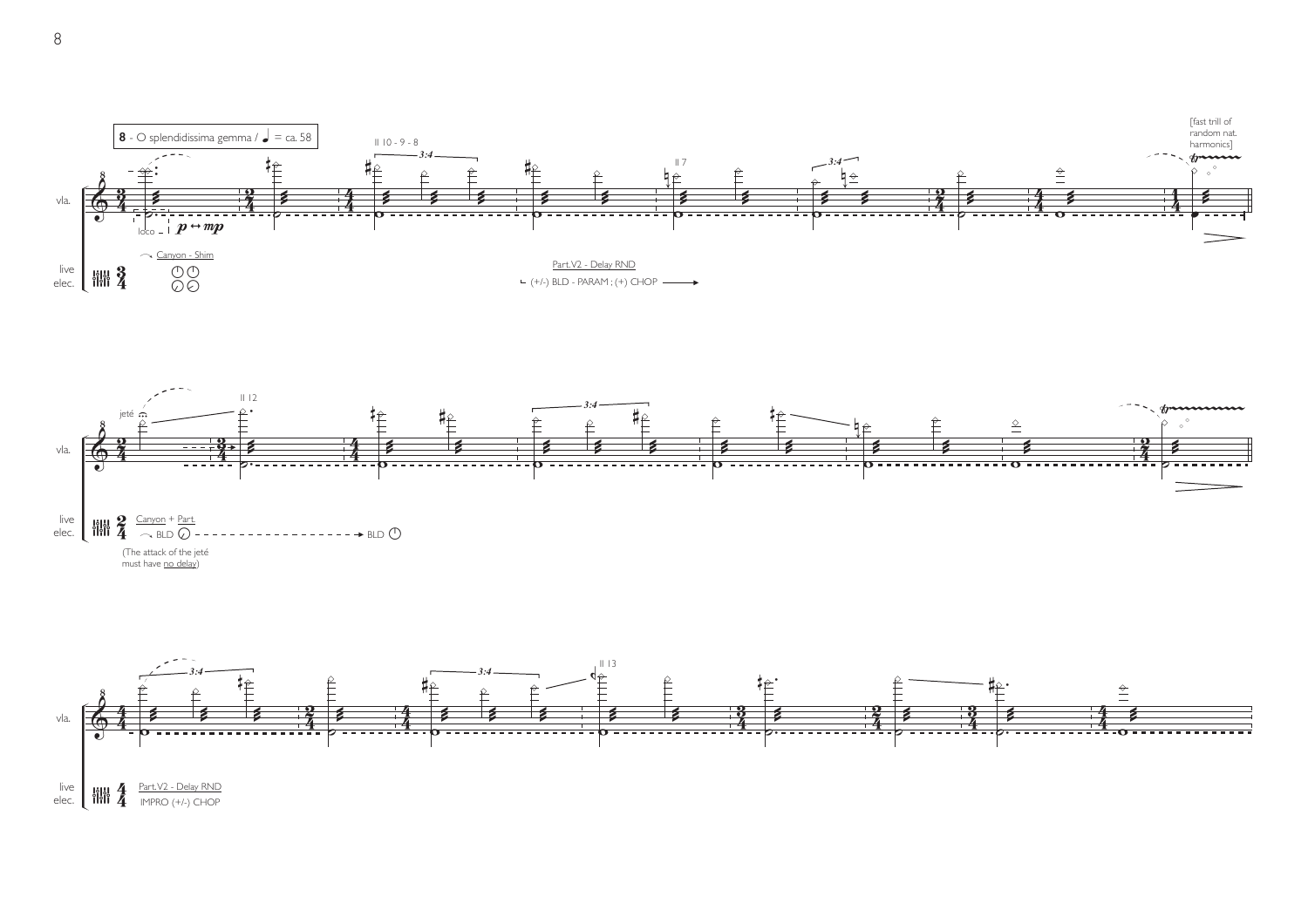**8** - O splendidissima gemma / ♩ = ca. 58

[fast trill of random nat. harmonics]

vla.

loco

*p* ↔ *mp*

II 10 - 9 - 8

II 7

live elec.

Canyon - Shim

Part.V2 - Delay RND

(+/-) BLD - PARAM ; (+) CHOP

jeté

II 12

Canyon + Part.

BLD ---------------------------------→ BLD

(The attack of the jeté must have no delay)

II 13

Part.V2 - Delay RND

IMPRO (+/-) CHOP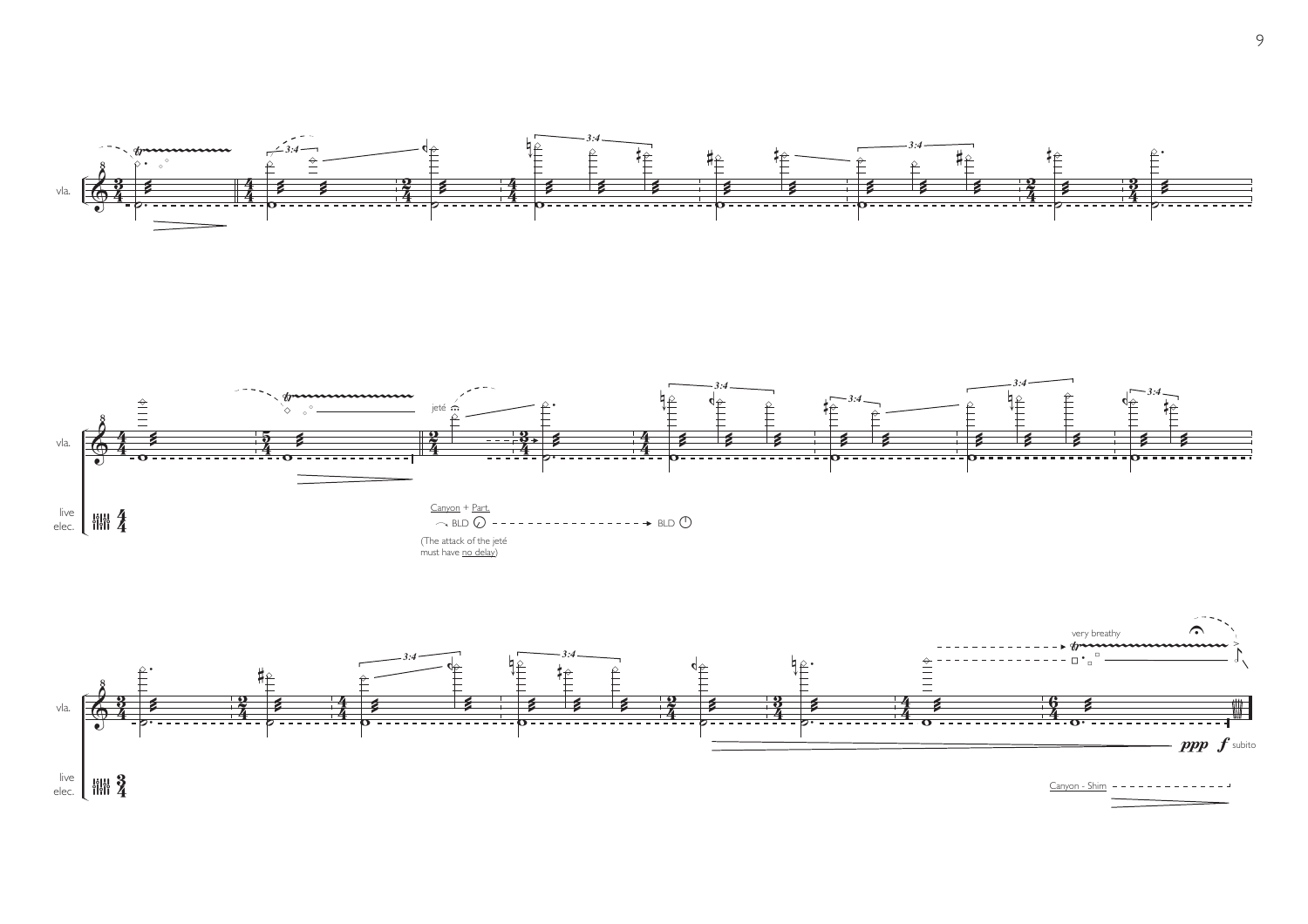vla.

jeté

live elec.

Canyon + Part.

BLD → BLD

(The attack of the jeté must have no delay)

very breathy

*ppp* *f* subito

Canyon - Shim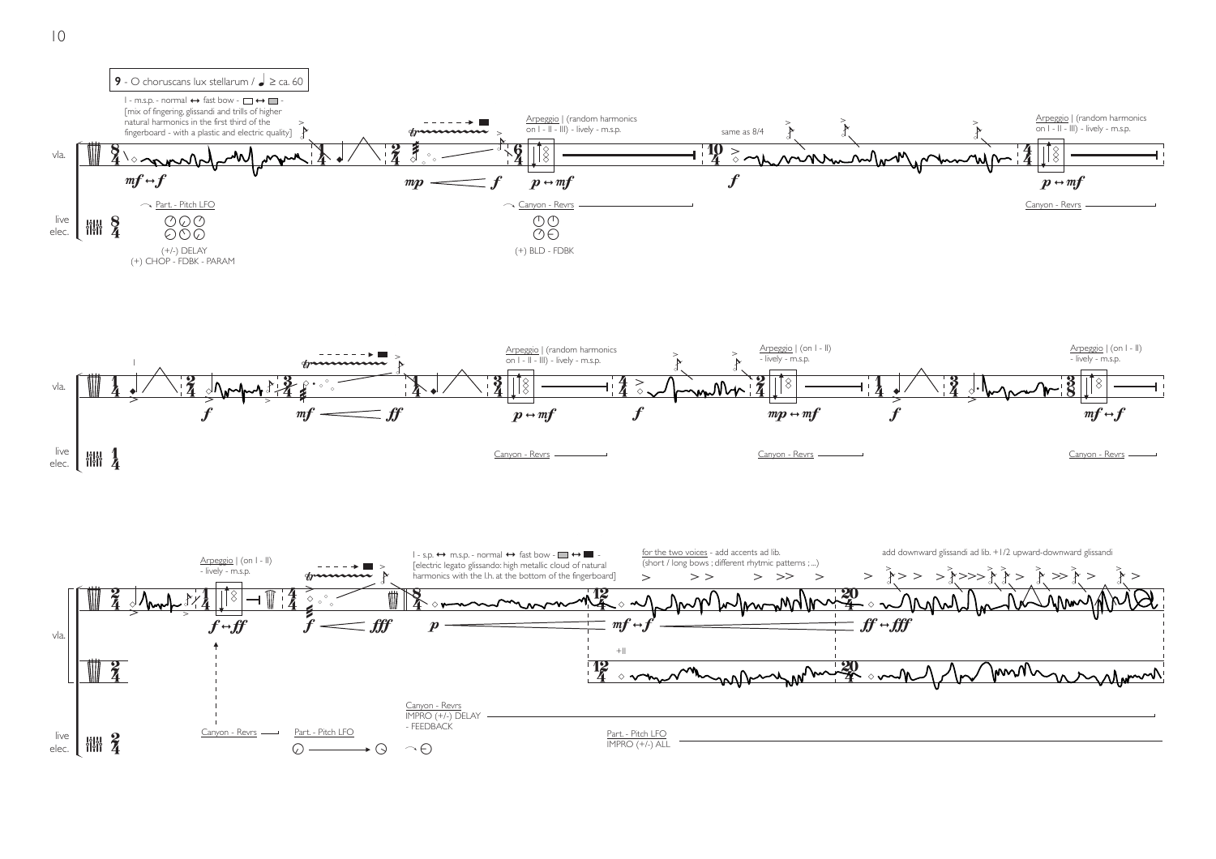**9** - O choruscans lux stellarum / ♩ ≥ ca. 60

I - m.s.p. - normal ↔ fast bow - □ ↔ □ - [mix of fingering, glissandi and trills of higher natural harmonics in the first third of the fingerboard - with a plastic and electric quality]

Arpeggio | (random harmonics on I - II - III) - lively - m.s.p.

same as 8/4

Arpeggio | (random harmonics on I - II - III) - lively - m.s.p.

vla.

live elec.

Part. - Pitch LFO

(+/-) DELAY
(+) CHOP - FDBK - PARAM

Canyon - Revrs

(+) BLD - FDBK

Canyon - Revrs

Arpeggio | (random harmonics on I - II - III) - lively - m.s.p.

Arpeggio | (on I - II) - lively - m.s.p.

Arpeggio | (on I - II) - lively - m.s.p.

Canyon - Revrs

Canyon - Revrs

Canyon - Revrs

Arpeggio | (on I - II) - lively - m.s.p.

I - s.p. ↔ m.s.p. - normal ↔ fast bow - □ ↔ ■ - [electric legato glissando: high metallic cloud of natural harmonics with the l.h. at the bottom of the fingerboard]

for the two voices - add accents ad lib. (short / long bows ; different rhytmic patterns ; ...)

add downward glissandi ad lib. +1/2 upward-downward glissandi

+II

Canyon - Revrs

Part. - Pitch LFO

Canyon - Revrs
IMPRO (+/-) DELAY
- FEEDBACK

Part. - Pitch LFO
IMPRO (+/-) ALL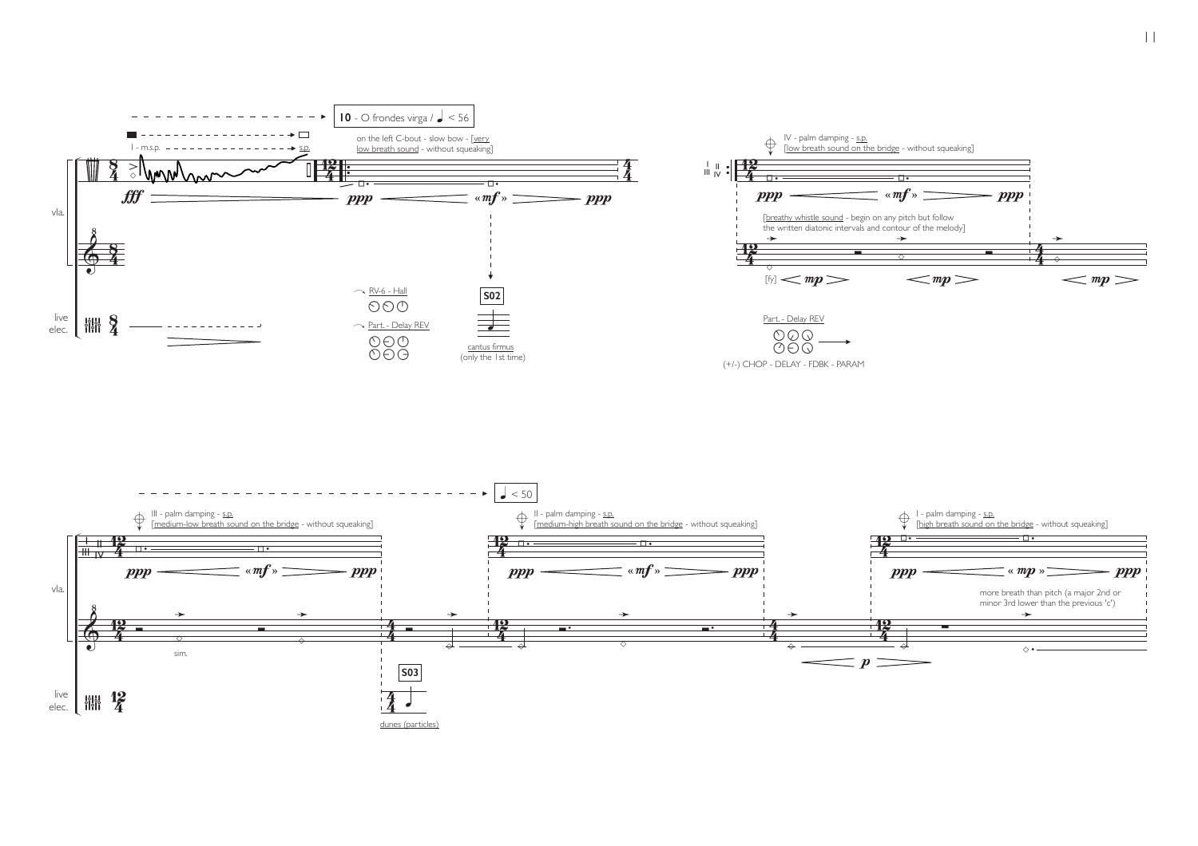**10** - O frondes virga / ♩ < 56

I - m.s.p. - - - - - - - - - - - - s.p.

on the left C-bout - slow bow - [very low breath sound - without squeaking]

*fff* *ppp* «*mf*» *ppp*

vla.

live elec.

RV-6 - Hall

Part. - Delay REV

**S02**

cantus firmus (only the 1st time)

IV - palm damping - s.p. [low breath sound on the bridge - without squeaking]

*ppp* «*mf*» *ppp*

[breathy whistle sound - begin on any pitch but follow the written diatonic intervals and contour of the melody]

[fy] *mp* *mp* *mp*

Part. - Delay REV

(+/-) CHOP - DELAY - FDBK - PARAM

♩ < 50

III - palm damping - s.p. [medium-low breath sound on the bridge - without squeaking]

*ppp* «*mf*» *ppp*

sim.

**S03**

dunes (particles)

II - palm damping - s.p. [medium-high breath sound on the bridge - without squeaking]

*ppp* «*mf*» *ppp*

*p*

I - palm damping - s.p. [high breath sound on the bridge - without squeaking]

*ppp* « *mp* » *ppp*

more breath than pitch (a major 2nd or minor 3rd lower than the previous 'c')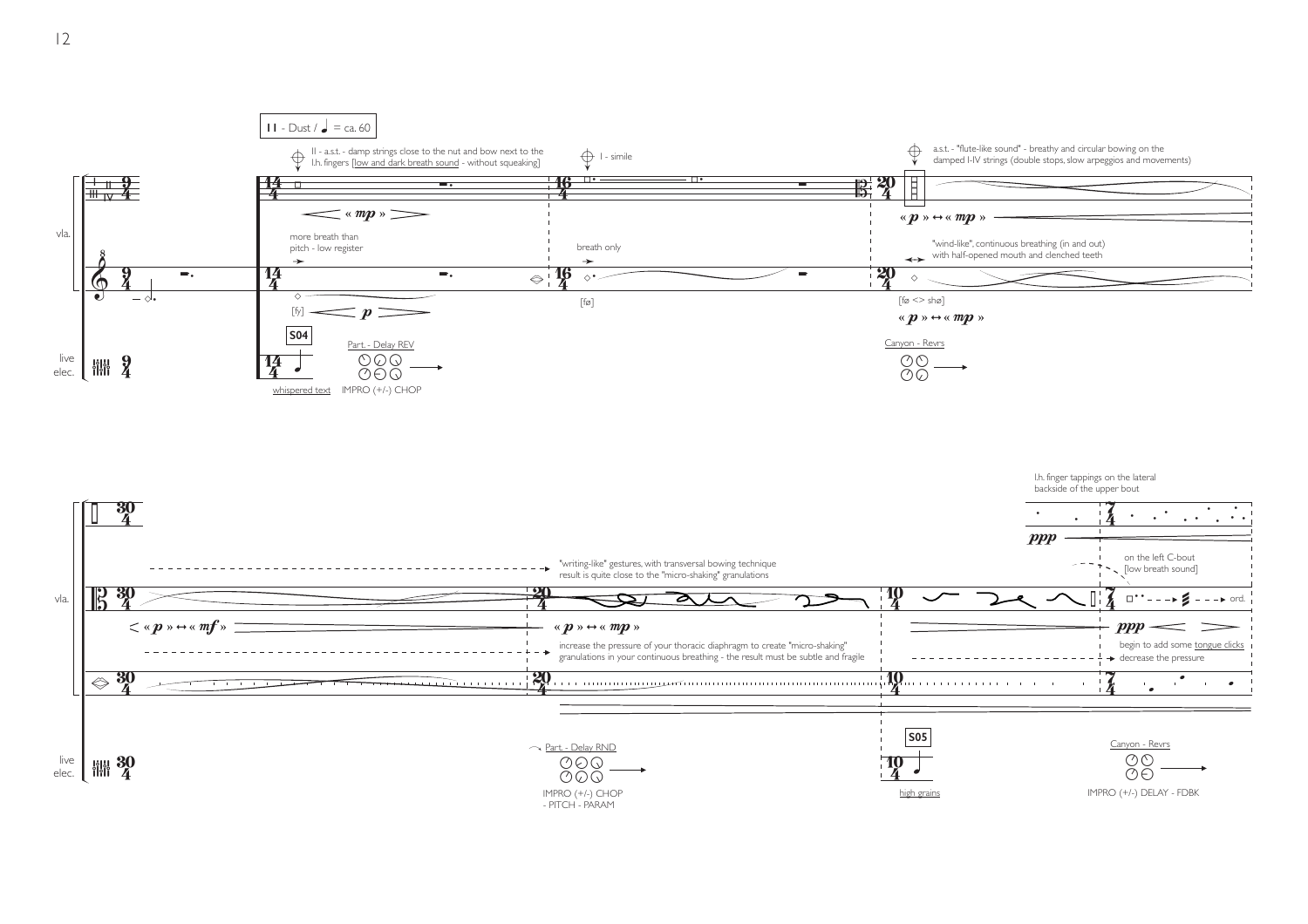**11 - Dust / ♩ = ca. 60**

vla.

II - a.s.t. - damp strings close to the nut and bow next to the l.h. fingers [low and dark breath sound - without squeaking]

« *mp* »

more breath than pitch - low register

[fy] *p*

I - simile

breath only

[fø]

a.s.t. - "flute-like sound" - breathy and circular bowing on the damped I-IV strings (double stops, slow arpeggios and movements)

« *p* » ↔ « *mp* »

"wind-like", continuous breathing (in and out) with half-opened mouth and clenched teeth

[fø <> shø]

« *p* » ↔ « *mp* »

live elec.

**S04**

whispered text

Part. - Delay REV

IMPRO (+/-) CHOP

Canyon - Revrs

< « *p* » ↔ « *mf* »

"writing-like" gestures, with transversal bowing technique result is quite close to the "micro-shaking" granulations

« *p* » ↔ « *mp* »

increase the pressure of your thoracic diaphragm to create "micro-shaking" granulations in your continuous breathing - the result must be subtle and fragile

l.h. finger tappings on the lateral backside of the upper bout

*ppp*

on the left C-bout [low breath sound]

ord.

*ppp*

begin to add some tongue clicks

decrease the pressure

Part. - Delay RND

IMPRO (+/-) CHOP - PITCH - PARAM

**S05**

high grains

Canyon - Revrs

IMPRO (+/-) DELAY - FDBK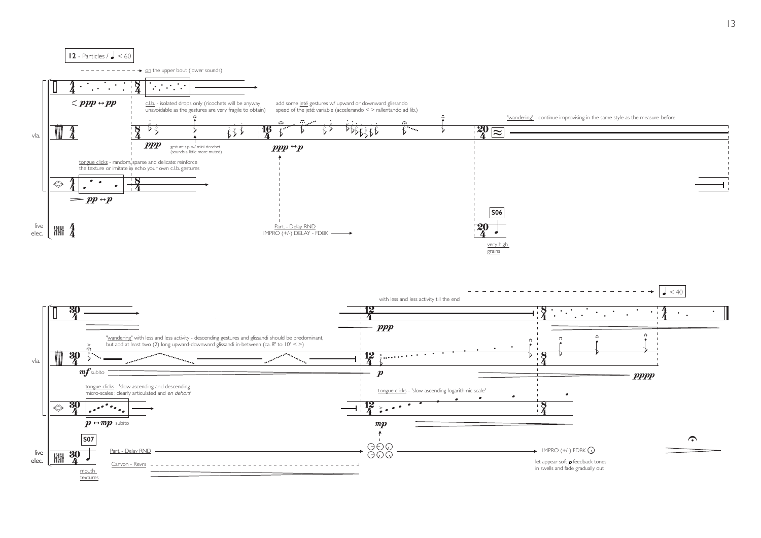**12** - Particles / ♩ < 60

on the upper bout (lower sounds)

vla.

< *ppp* ↔ *pp*

c.l.b. - isolated drops only (ricochets will be anyway unavoidable as the gestures are very fragile to obtain)

add some jeté gestures w/ upward or downward glissando speed of the jeté: variable (accelerando < > rallentando ad lib.)

"wandering" - continue improvising in the same style as the measure before

*ppp* gesture s.p. w/ mini ricochet (sounds a little more muted)

*ppp* ↔ *p*

tongue clicks - random, sparse and delicate: reinforce the texture or imitate in echo your own c.l.b. gestures

> *pp* ↔ *p*

live elec.

Part. - Delay RND
IMPRO (+/-) DELAY - FDBK

S06

very high grains

♩ < 40

with less and less activity till the end

*ppp*

"wandering" with less and less activity - descending gestures and glissandi should be predominant, but add at least two (2) long upward-downward glissandi in-between (ca. 8" to 10" < >)

*mf* subito

*p*

*pppp*

tongue clicks - 'slow ascending and descending micro-scales ; clearly articulated and *en dehors*'

tongue clicks - 'slow ascending logarithmic scale'

*p* ↔ *mp* subito

*mp*

S07

mouth textures

Part. - Delay RND

Canyon - Revrs

IMPRO (+/-) FDBK

let appear soft *p* feedback tones in swells and fade gradually out